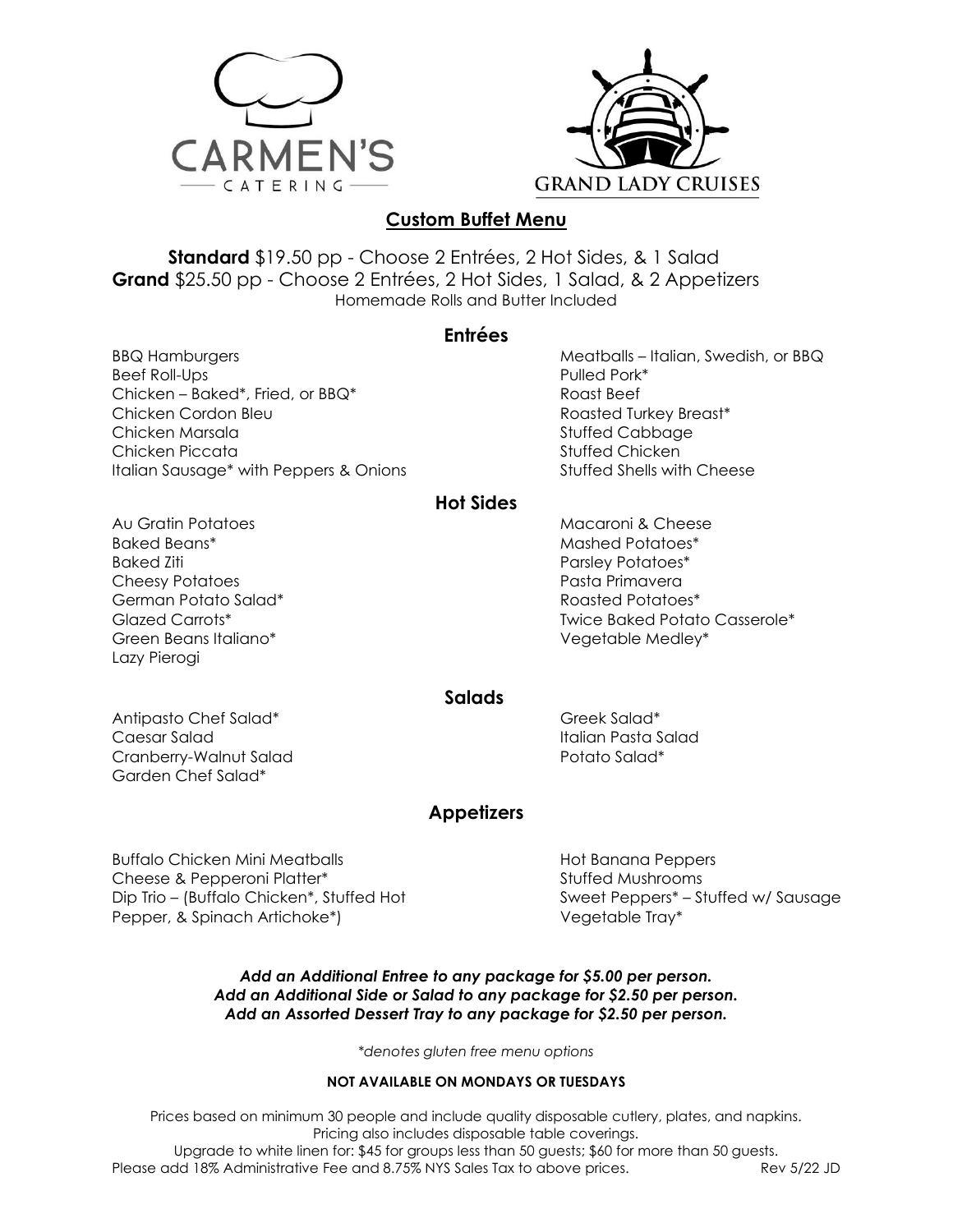CARMEN'S CATERING

GRAND LADY CRUISES

## Custom Buffet Menu

**Standard** $19.50 pp - Choose 2 Entrées, 2 Hot Sides, & 1 Salad
**Grand** $25.50 pp - Choose 2 Entrées, 2 Hot Sides, 1 Salad, & 2 Appetizers
Homemade Rolls and Butter Included

### Entrées

BBQ Hamburgers
Beef Roll-Ups
Chicken – Baked*, Fried, or BBQ*
Chicken Cordon Bleu
Chicken Marsala
Chicken Piccata
Italian Sausage* with Peppers & Onions
Meatballs – Italian, Swedish, or BBQ
Pulled Pork*
Roast Beef
Roasted Turkey Breast*
Stuffed Cabbage
Stuffed Chicken
Stuffed Shells with Cheese

### Hot Sides

Au Gratin Potatoes
Baked Beans*
Baked Ziti
Cheesy Potatoes
German Potato Salad*
Glazed Carrots*
Green Beans Italiano*
Lazy Pierogi
Macaroni & Cheese
Mashed Potatoes*
Parsley Potatoes*
Pasta Primavera
Roasted Potatoes*
Twice Baked Potato Casserole*
Vegetable Medley*

### Salads

Antipasto Chef Salad*
Caesar Salad
Cranberry-Walnut Salad
Garden Chef Salad*
Greek Salad*
Italian Pasta Salad
Potato Salad*

### Appetizers

Buffalo Chicken Mini Meatballs
Cheese & Pepperoni Platter*
Dip Trio – (Buffalo Chicken*, Stuffed Hot Pepper, & Spinach Artichoke*)
Hot Banana Peppers
Stuffed Mushrooms
Sweet Peppers* – Stuffed w/ Sausage
Vegetable Tray*

***Add an Additional Entree to any package for $5.00 per person.***
***Add an Additional Side or Salad to any package for $2.50 per person.***
***Add an Assorted Dessert Tray to any package for $2.50 per person.***

*\*denotes gluten free menu options*

**NOT AVAILABLE ON MONDAYS OR TUESDAYS**

Prices based on minimum 30 people and include quality disposable cutlery, plates, and napkins.
Pricing also includes disposable table coverings.
Upgrade to white linen for: $45 for groups less than 50 guests; $60 for more than 50 guests.
Please add 18% Administrative Fee and 8.75% NYS Sales Tax to above prices. Rev 5/22 JD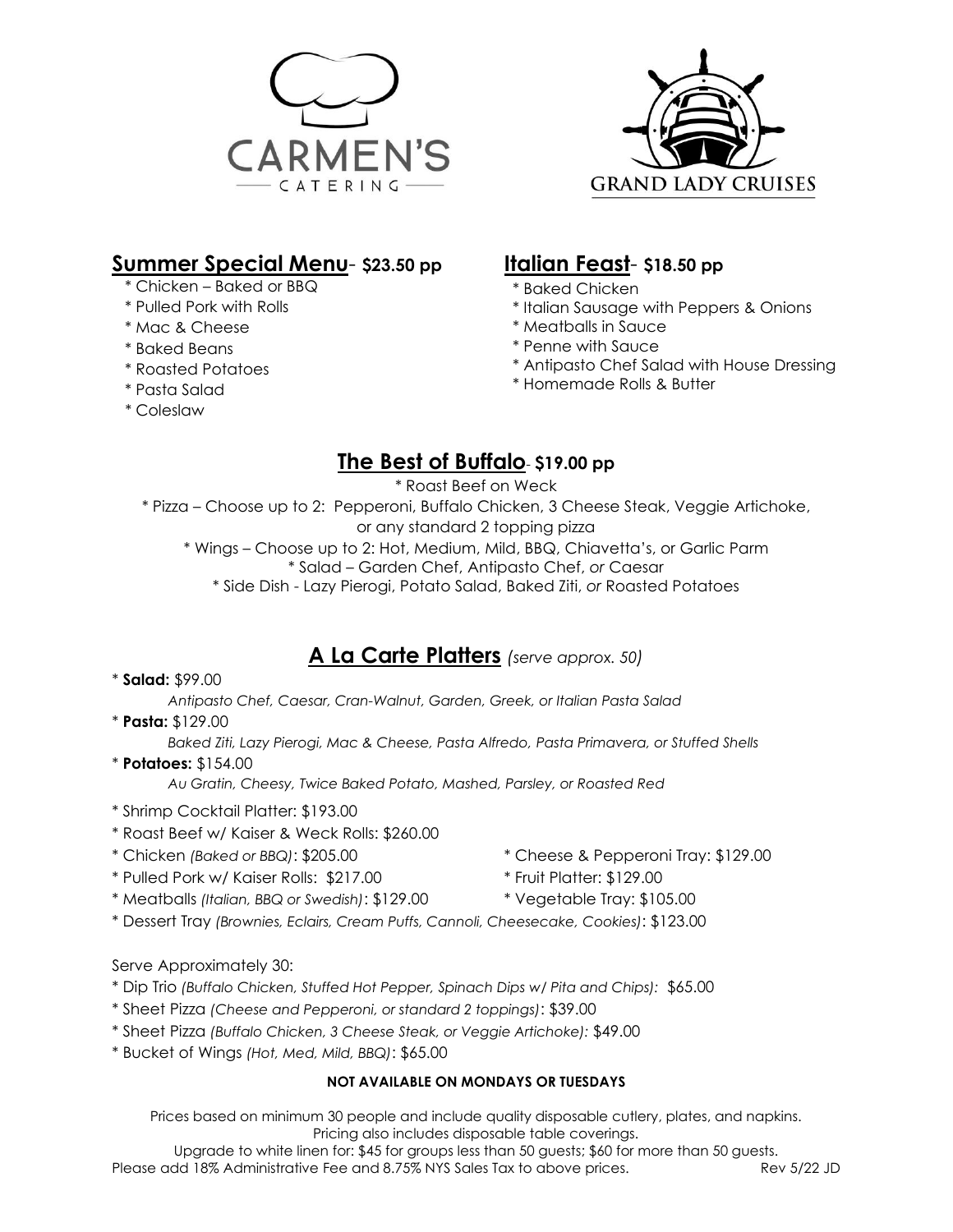CARMEN'S CATERING

GRAND LADY CRUISES

## **Summer Special Menu**- $23.50 pp

* Chicken – Baked or BBQ
* Pulled Pork with Rolls
* Mac & Cheese
* Baked Beans
* Roasted Potatoes
* Pasta Salad
* Coleslaw

## **Italian Feast**- $18.50 pp

* Baked Chicken
* Italian Sausage with Peppers & Onions
* Meatballs in Sauce
* Penne with Sauce
* Antipasto Chef Salad with House Dressing
* Homemade Rolls & Butter

## **The Best of Buffalo**- $19.00 pp

* Roast Beef on Weck
* Pizza – Choose up to 2: Pepperoni, Buffalo Chicken, 3 Cheese Steak, Veggie Artichoke, or any standard 2 topping pizza
* Wings – Choose up to 2: Hot, Medium, Mild, BBQ, Chiavetta's, or Garlic Parm
* Salad – Garden Chef, Antipasto Chef, *or* Caesar
* Side Dish - Lazy Pierogi, Potato Salad, Baked Ziti, *or* Roasted Potatoes

## **A La Carte Platters** *(serve approx. 50)*

* **Salad:** $99.00
  *Antipasto Chef, Caesar, Cran-Walnut, Garden, Greek, or Italian Pasta Salad*
* **Pasta:** $129.00
  *Baked Ziti, Lazy Pierogi, Mac & Cheese, Pasta Alfredo, Pasta Primavera, or Stuffed Shells*
* **Potatoes:** $154.00
  *Au Gratin, Cheesy, Twice Baked Potato, Mashed, Parsley, or Roasted Red*
* Shrimp Cocktail Platter: $193.00
* Roast Beef w/ Kaiser & Weck Rolls: $260.00
* Chicken *(Baked or BBQ)*: $205.00
* Pulled Pork w/ Kaiser Rolls: $217.00
* Meatballs *(Italian, BBQ or Swedish)*: $129.00
* Cheese & Pepperoni Tray: $129.00
* Fruit Platter: $129.00
* Vegetable Tray: $105.00
* Dessert Tray *(Brownies, Eclairs, Cream Puffs, Cannoli, Cheesecake, Cookies)*: $123.00

Serve Approximately 30:

* Dip Trio *(Buffalo Chicken, Stuffed Hot Pepper, Spinach Dips w/ Pita and Chips)*: $65.00
* Sheet Pizza *(Cheese and Pepperoni, or standard 2 toppings)*: $39.00
* Sheet Pizza *(Buffalo Chicken, 3 Cheese Steak, or Veggie Artichoke)*: $49.00
* Bucket of Wings *(Hot, Med, Mild, BBQ)*: $65.00

**NOT AVAILABLE ON MONDAYS OR TUESDAYS**

Prices based on minimum 30 people and include quality disposable cutlery, plates, and napkins.
Pricing also includes disposable table coverings.
Upgrade to white linen for: $45 for groups less than 50 guests; $60 for more than 50 guests.
Please add 18% Administrative Fee and 8.75% NYS Sales Tax to above prices. Rev 5/22 JD